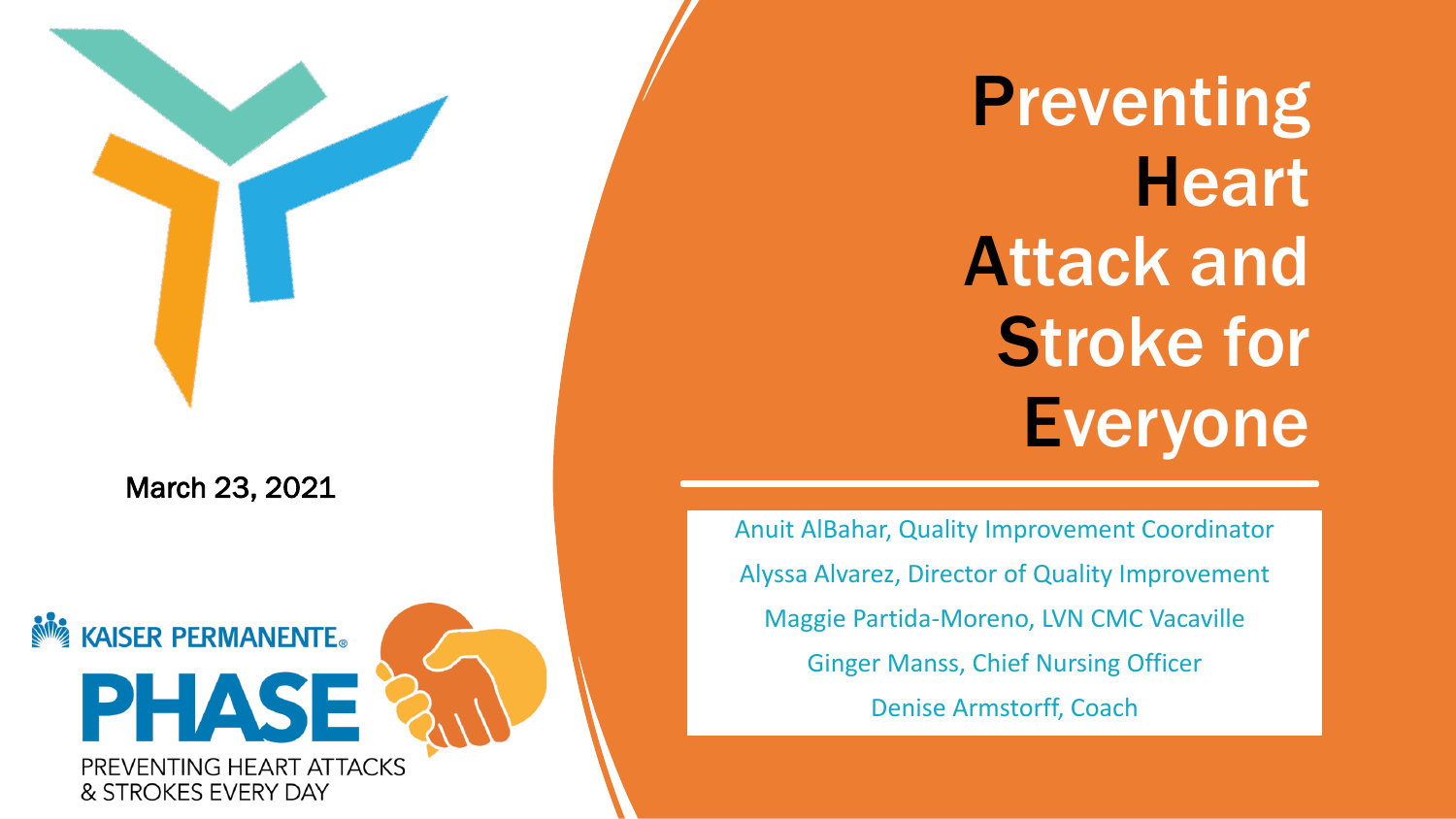# **P**reventing **H**eart **A**ttack and **S**troke for **E**veryone

March 23, 2021

KAISER PERMANENTE®

PHASE

PREVENTING HEART ATTACKS & STROKES EVERY DAY

Anuit AlBahar, Quality Improvement Coordinator

Alyssa Alvarez, Director of Quality Improvement

Maggie Partida-Moreno, LVN CMC Vacaville

Ginger Manss, Chief Nursing Officer

Denise Armstorff, Coach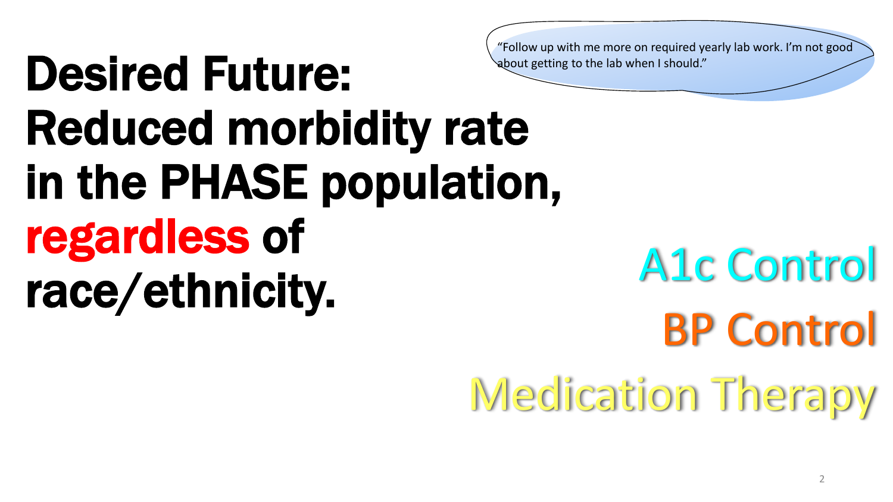# Desired Future: Reduced morbidity rate in the PHASE population, regardless of race/ethnicity.

"Follow up with me more on required yearly lab work. I'm not good about getting to the lab when I should."

A1c Control

BP Control

Medication Therapy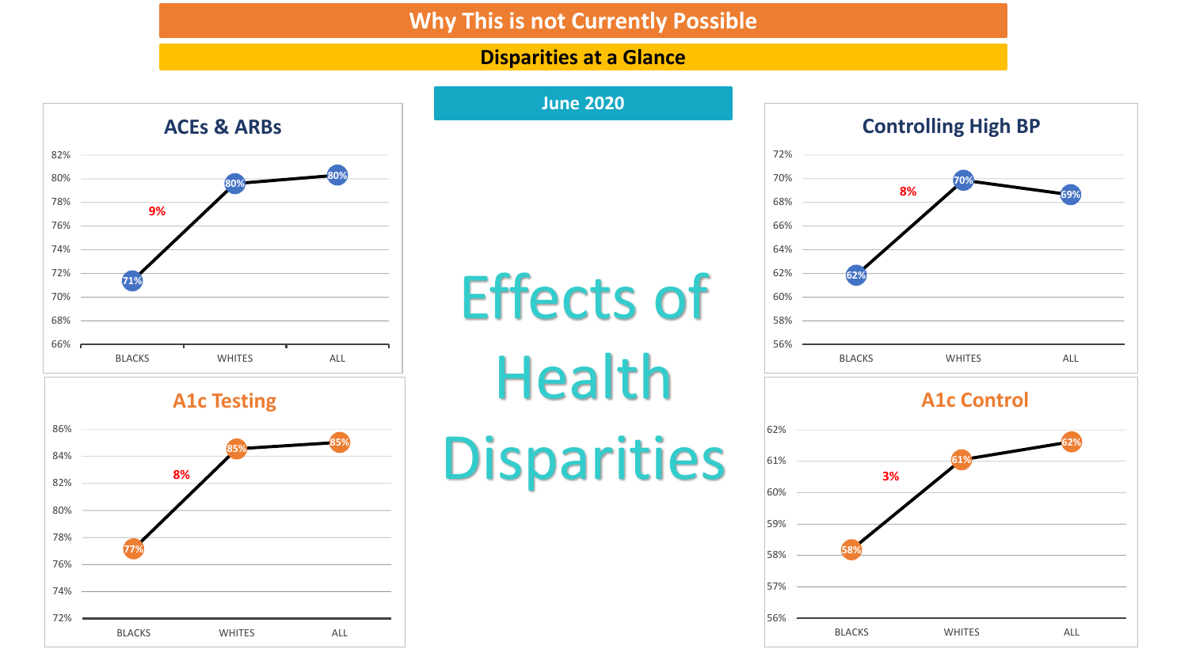# Why This is not Currently Possible

## Disparities at a Glance

**June 2020**

# Effects of Health Disparities

### ACEs & ARBs

| | BLACKS | WHITES | ALL |
|---|---|---|---|
| Value | 71% | 80% | 80% |

Gap: 9%

### Controlling High BP

| | BLACKS | WHITES | ALL |
|---|---|---|---|
| Value | 62% | 70% | 69% |

Gap: 8%

### A1c Testing

| | BLACKS | WHITES | ALL |
|---|---|---|---|
| Value | 77% | 85% | 85% |

Gap: 8%

### A1c Control

| | BLACKS | WHITES | ALL |
|---|---|---|---|
| Value | 58% | 61% | 62% |

Gap: 3%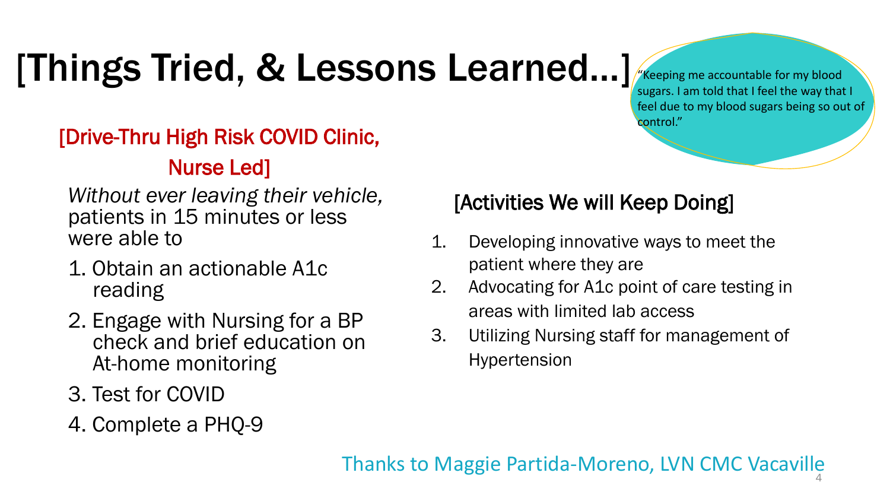# [Things Tried, & Lessons Learned…]

"Keeping me accountable for my blood sugars. I am told that I feel the way that I feel due to my blood sugars being so out of control."

## [Drive-Thru High Risk COVID Clinic, Nurse Led]

*Without ever leaving their vehicle,* patients in 15 minutes or less were able to

1. Obtain an actionable A1c reading
2. Engage with Nursing for a BP check and brief education on At-home monitoring
3. Test for COVID
4. Complete a PHQ-9

## [Activities We will Keep Doing]

1. Developing innovative ways to meet the patient where they are
2. Advocating for A1c point of care testing in areas with limited lab access
3. Utilizing Nursing staff for management of Hypertension

Thanks to Maggie Partida-Moreno, LVN CMC Vacaville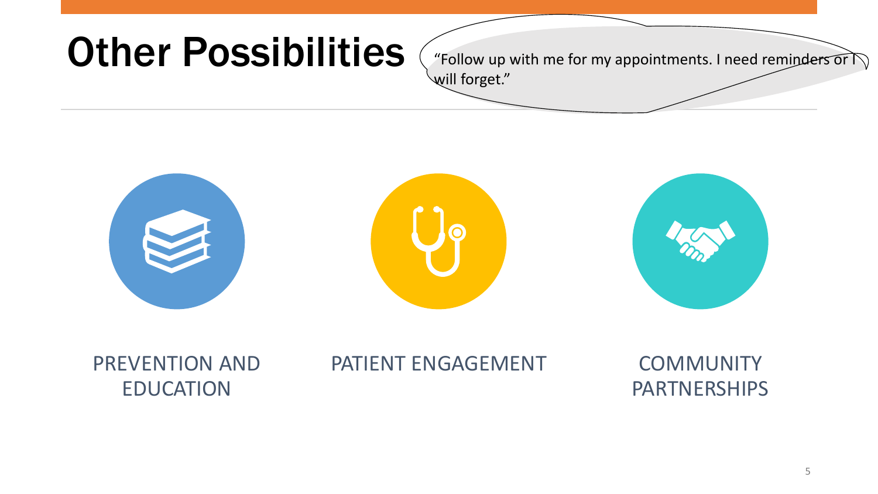# Other Possibilities

"Follow up with me for my appointments. I need reminders or I will forget."

- PREVENTION AND EDUCATION
- PATIENT ENGAGEMENT
- COMMUNITY PARTNERSHIPS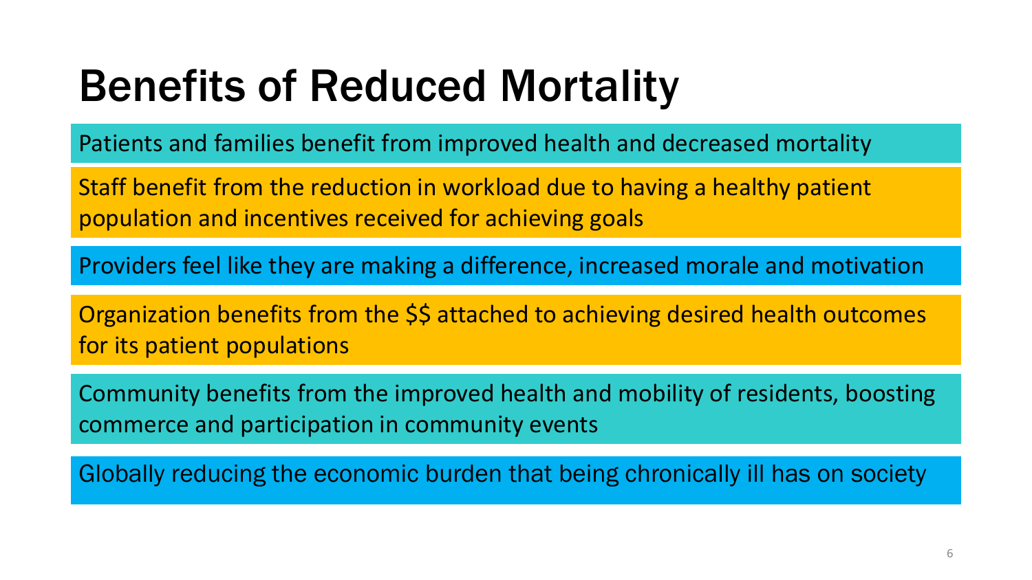# Benefits of Reduced Mortality

- Patients and families benefit from improved health and decreased mortality
- Staff benefit from the reduction in workload due to having a healthy patient population and incentives received for achieving goals
- Providers feel like they are making a difference, increased morale and motivation
- Organization benefits from the $$ attached to achieving desired health outcomes for its patient populations
- Community benefits from the improved health and mobility of residents, boosting commerce and participation in community events
- Globally reducing the economic burden that being chronically ill has on society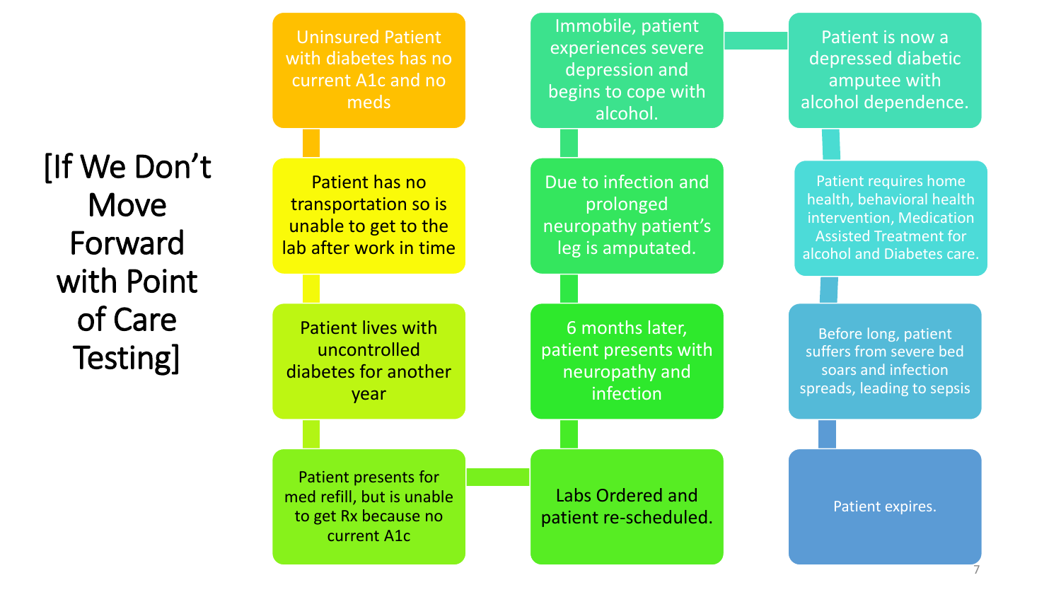# [If We Don't Move Forward with Point of Care Testing]

1. Uninsured Patient with diabetes has no current A1c and no meds
2. Patient has no transportation so is unable to get to the lab after work in time
3. Patient lives with uncontrolled diabetes for another year
4. Patient presents for med refill, but is unable to get Rx because no current A1c
5. Labs Ordered and patient re-scheduled.
6. 6 months later, patient presents with neuropathy and infection
7. Due to infection and prolonged neuropathy patient's leg is amputated.
8. Immobile, patient experiences severe depression and begins to cope with alcohol.
9. Patient is now a depressed diabetic amputee with alcohol dependence.
10. Patient requires home health, behavioral health intervention, Medication Assisted Treatment for alcohol and Diabetes care.
11. Before long, patient suffers from severe bed soars and infection spreads, leading to sepsis
12. Patient expires.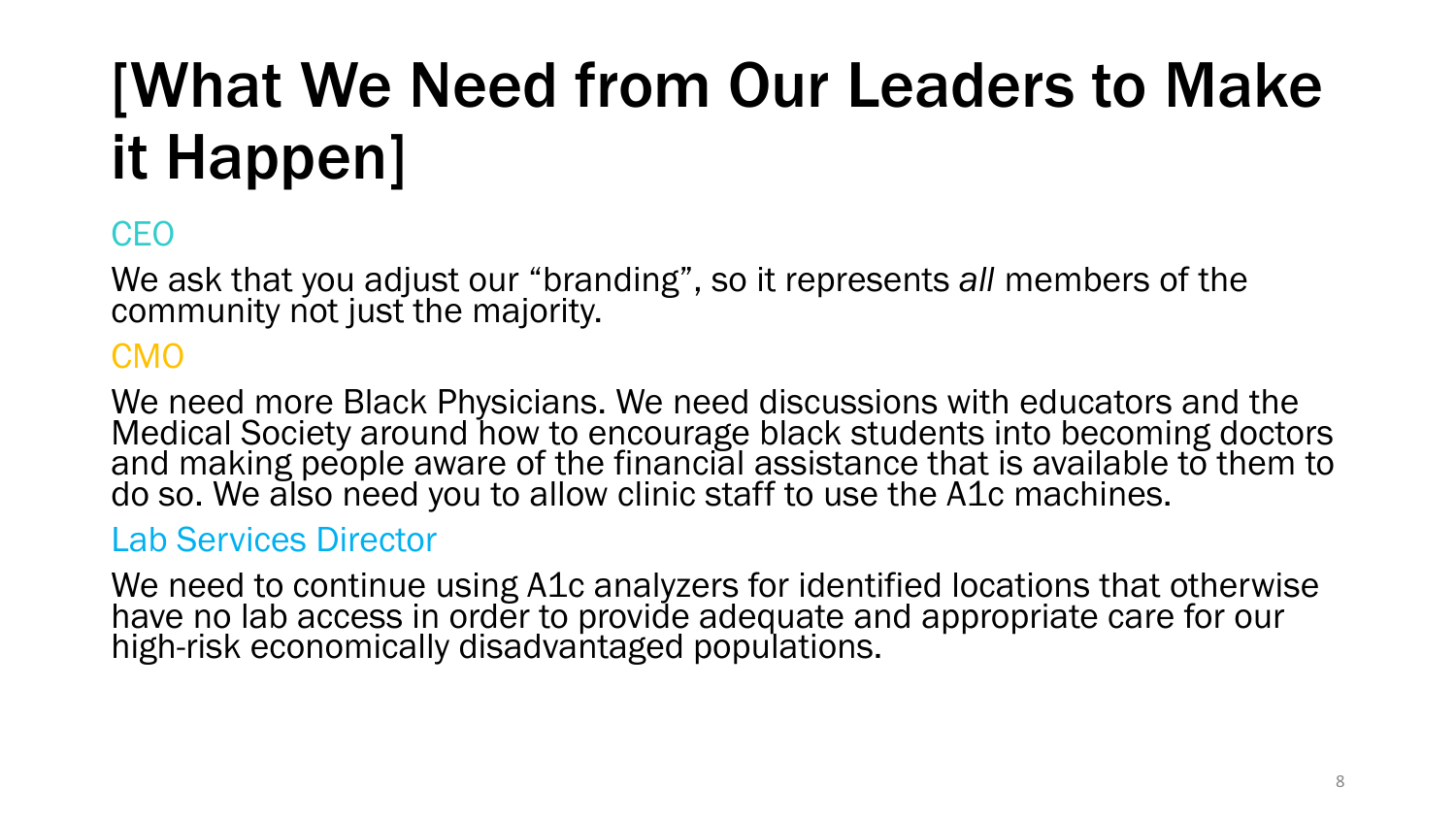# [What We Need from Our Leaders to Make it Happen]

## CEO

We ask that you adjust our “branding”, so it represents *all* members of the community not just the majority.

## CMO

We need more Black Physicians. We need discussions with educators and the Medical Society around how to encourage black students into becoming doctors and making people aware of the financial assistance that is available to them to do so. We also need you to allow clinic staff to use the A1c machines.

## Lab Services Director

We need to continue using A1c analyzers for identified locations that otherwise have no lab access in order to provide adequate and appropriate care for our high-risk economically disadvantaged populations.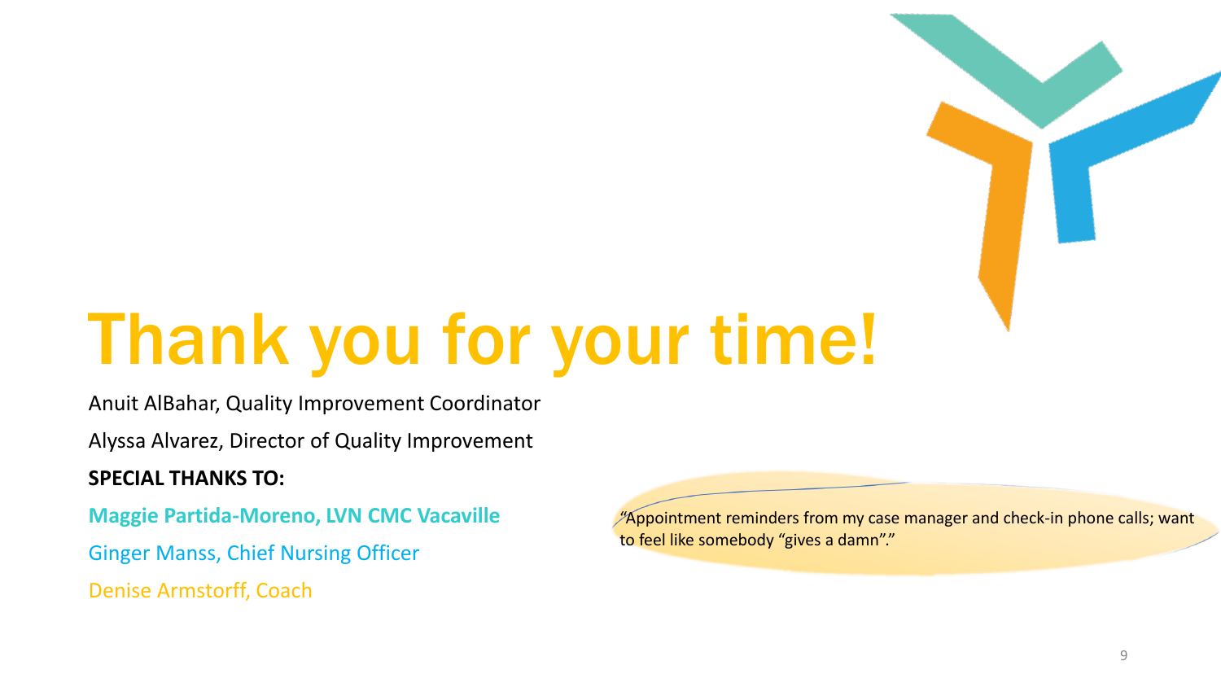# Thank you for your time!

Anuit AlBahar, Quality Improvement Coordinator

Alyssa Alvarez, Director of Quality Improvement

**SPECIAL THANKS TO:**

**Maggie Partida-Moreno, LVN CMC Vacaville**

Ginger Manss, Chief Nursing Officer

Denise Armstorff, Coach

"Appointment reminders from my case manager and check-in phone calls; want to feel like somebody "gives a damn"."